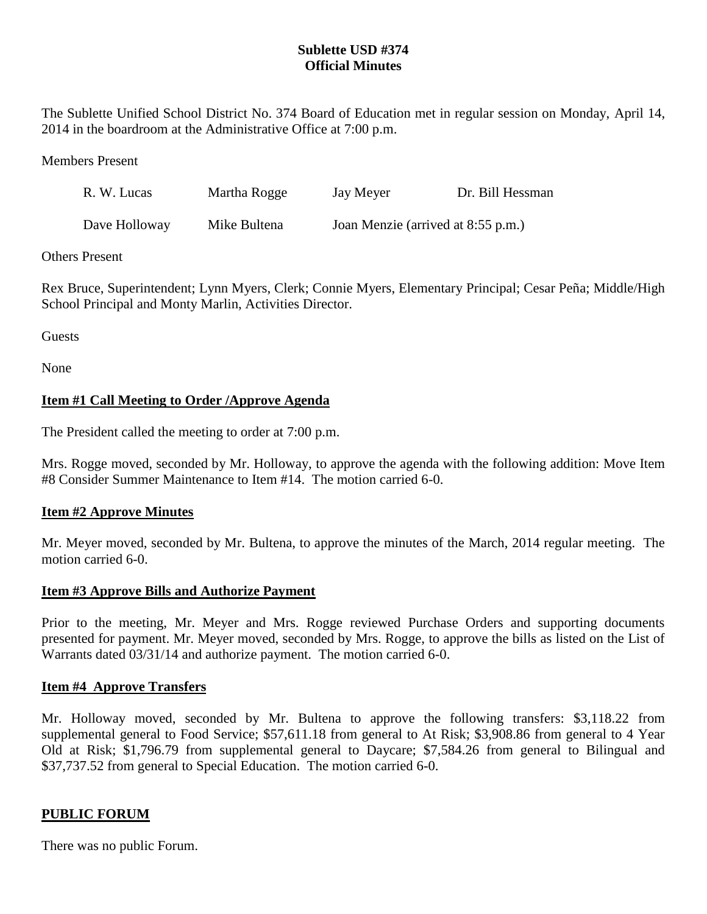**Sublette USD #374**
**Official Minutes**

The Sublette Unified School District No. 374 Board of Education met in regular session on Monday, April 14, 2014 in the boardroom at the Administrative Office at 7:00 p.m.

Members Present

| R. W. Lucas | Martha Rogge | Jay Meyer | Dr. Bill Hessman |
|---|---|---|---|
| Dave Holloway | Mike Bultena | Joan Menzie (arrived at 8:55 p.m.) | |

Others Present

Rex Bruce, Superintendent; Lynn Myers, Clerk; Connie Myers, Elementary Principal; Cesar Peña; Middle/High School Principal and Monty Marlin, Activities Director.

Guests

None

**Item #1 Call Meeting to Order /Approve Agenda**

The President called the meeting to order at 7:00 p.m.

Mrs. Rogge moved, seconded by Mr. Holloway, to approve the agenda with the following addition: Move Item #8 Consider Summer Maintenance to Item #14. The motion carried 6-0.

**Item #2 Approve Minutes**

Mr. Meyer moved, seconded by Mr. Bultena, to approve the minutes of the March, 2014 regular meeting. The motion carried 6-0.

**Item #3 Approve Bills and Authorize Payment**

Prior to the meeting, Mr. Meyer and Mrs. Rogge reviewed Purchase Orders and supporting documents presented for payment. Mr. Meyer moved, seconded by Mrs. Rogge, to approve the bills as listed on the List of Warrants dated 03/31/14 and authorize payment. The motion carried 6-0.

**Item #4 Approve Transfers**

Mr. Holloway moved, seconded by Mr. Bultena to approve the following transfers: $3,118.22 from supplemental general to Food Service; $57,611.18 from general to At Risk; $3,908.86 from general to 4 Year Old at Risk; $1,796.79 from supplemental general to Daycare; $7,584.26 from general to Bilingual and $37,737.52 from general to Special Education. The motion carried 6-0.

**PUBLIC FORUM**

There was no public Forum.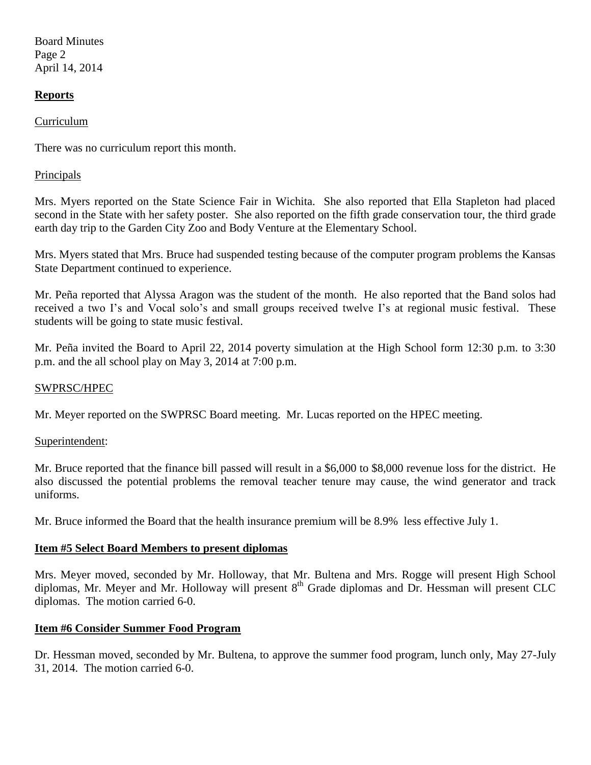## **Reports**

Curriculum

There was no curriculum report this month.

Principals

Mrs. Myers reported on the State Science Fair in Wichita. She also reported that Ella Stapleton had placed second in the State with her safety poster. She also reported on the fifth grade conservation tour, the third grade earth day trip to the Garden City Zoo and Body Venture at the Elementary School.

Mrs. Myers stated that Mrs. Bruce had suspended testing because of the computer program problems the Kansas State Department continued to experience.

Mr. Peña reported that Alyssa Aragon was the student of the month. He also reported that the Band solos had received a two I's and Vocal solo's and small groups received twelve I's at regional music festival. These students will be going to state music festival.

Mr. Peña invited the Board to April 22, 2014 poverty simulation at the High School form 12:30 p.m. to 3:30 p.m. and the all school play on May 3, 2014 at 7:00 p.m.

SWPRSC/HPEC

Mr. Meyer reported on the SWPRSC Board meeting. Mr. Lucas reported on the HPEC meeting.

Superintendent:

Mr. Bruce reported that the finance bill passed will result in a $6,000 to $8,000 revenue loss for the district. He also discussed the potential problems the removal teacher tenure may cause, the wind generator and track uniforms.

Mr. Bruce informed the Board that the health insurance premium will be 8.9% less effective July 1.

## **Item #5 Select Board Members to present diplomas**

Mrs. Meyer moved, seconded by Mr. Holloway, that Mr. Bultena and Mrs. Rogge will present High School diplomas, Mr. Meyer and Mr. Holloway will present 8th Grade diplomas and Dr. Hessman will present CLC diplomas. The motion carried 6-0.

## **Item #6 Consider Summer Food Program**

Dr. Hessman moved, seconded by Mr. Bultena, to approve the summer food program, lunch only, May 27-July 31, 2014. The motion carried 6-0.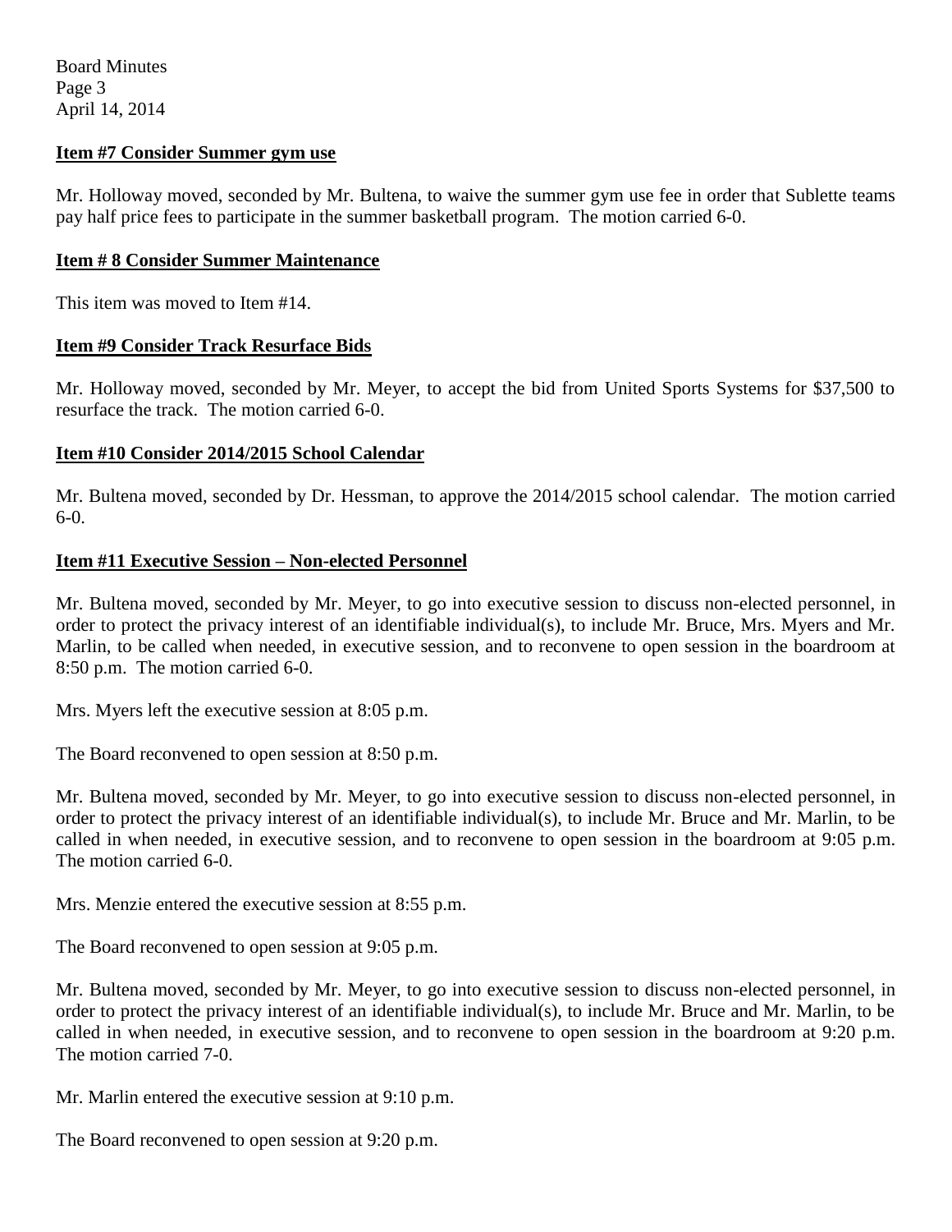### Item #7 Consider Summer gym use

Mr. Holloway moved, seconded by Mr. Bultena, to waive the summer gym use fee in order that Sublette teams pay half price fees to participate in the summer basketball program. The motion carried 6-0.

### Item # 8 Consider Summer Maintenance

This item was moved to Item #14.

### Item #9 Consider Track Resurface Bids

Mr. Holloway moved, seconded by Mr. Meyer, to accept the bid from United Sports Systems for $37,500 to resurface the track. The motion carried 6-0.

### Item #10 Consider 2014/2015 School Calendar

Mr. Bultena moved, seconded by Dr. Hessman, to approve the 2014/2015 school calendar. The motion carried 6-0.

### Item #11 Executive Session – Non-elected Personnel

Mr. Bultena moved, seconded by Mr. Meyer, to go into executive session to discuss non-elected personnel, in order to protect the privacy interest of an identifiable individual(s), to include Mr. Bruce, Mrs. Myers and Mr. Marlin, to be called when needed, in executive session, and to reconvene to open session in the boardroom at 8:50 p.m. The motion carried 6-0.

Mrs. Myers left the executive session at 8:05 p.m.

The Board reconvened to open session at 8:50 p.m.

Mr. Bultena moved, seconded by Mr. Meyer, to go into executive session to discuss non-elected personnel, in order to protect the privacy interest of an identifiable individual(s), to include Mr. Bruce and Mr. Marlin, to be called in when needed, in executive session, and to reconvene to open session in the boardroom at 9:05 p.m. The motion carried 6-0.

Mrs. Menzie entered the executive session at 8:55 p.m.

The Board reconvened to open session at 9:05 p.m.

Mr. Bultena moved, seconded by Mr. Meyer, to go into executive session to discuss non-elected personnel, in order to protect the privacy interest of an identifiable individual(s), to include Mr. Bruce and Mr. Marlin, to be called in when needed, in executive session, and to reconvene to open session in the boardroom at 9:20 p.m. The motion carried 7-0.

Mr. Marlin entered the executive session at 9:10 p.m.

The Board reconvened to open session at 9:20 p.m.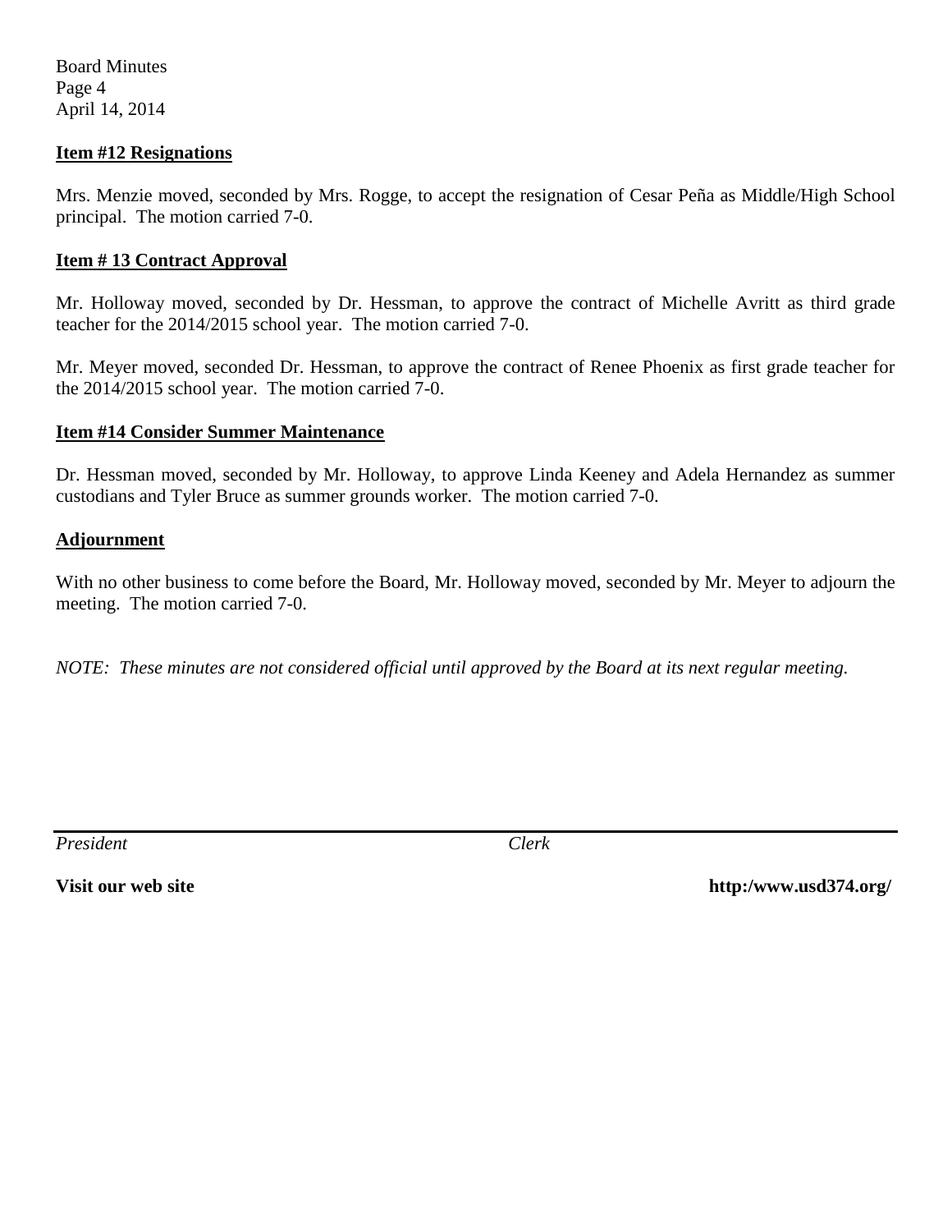**Item #12 Resignations**

Mrs. Menzie moved, seconded by Mrs. Rogge, to accept the resignation of Cesar Peña as Middle/High School principal. The motion carried 7-0.

**Item # 13 Contract Approval**

Mr. Holloway moved, seconded by Dr. Hessman, to approve the contract of Michelle Avritt as third grade teacher for the 2014/2015 school year. The motion carried 7-0.

Mr. Meyer moved, seconded Dr. Hessman, to approve the contract of Renee Phoenix as first grade teacher for the 2014/2015 school year. The motion carried 7-0.

**Item #14 Consider Summer Maintenance**

Dr. Hessman moved, seconded by Mr. Holloway, to approve Linda Keeney and Adela Hernandez as summer custodians and Tyler Bruce as summer grounds worker. The motion carried 7-0.

**Adjournment**

With no other business to come before the Board, Mr. Holloway moved, seconded by Mr. Meyer to adjourn the meeting. The motion carried 7-0.

*NOTE: These minutes are not considered official until approved by the Board at its next regular meeting.*

*President* *Clerk*

**Visit our web site** **http:/www.usd374.org/**